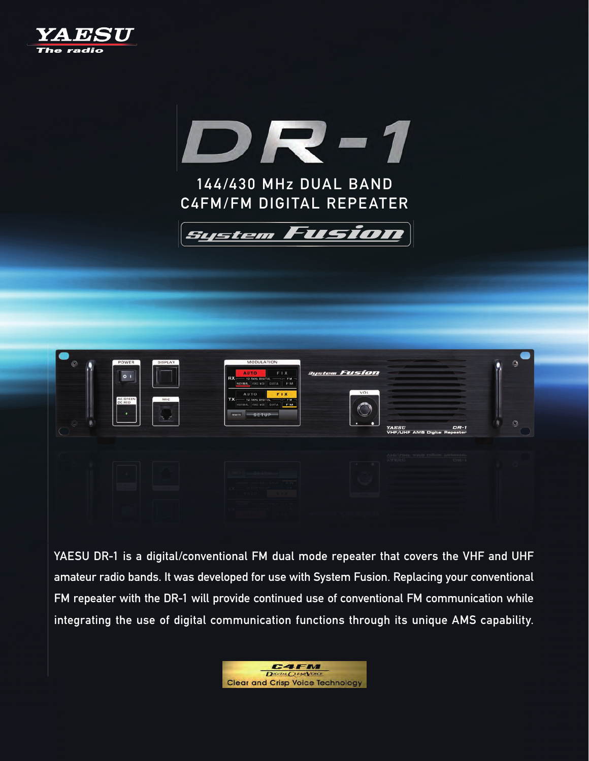YAESU

The radio

# DR-1

## 144/430 MHz DUAL BAND C4FM/FM DIGITAL REPEATER

System Fusion

YAESU DR-1 is a digital/conventional FM dual mode repeater that covers the VHF and UHF amateur radio bands. It was developed for use with System Fusion. Replacing your conventional FM repeater with the DR-1 will provide continued use of conventional FM communication while integrating the use of digital communication functions through its unique AMS capability.

C4FM

DIGITAL CLEARVOICE

Clear and Crisp Voice Technology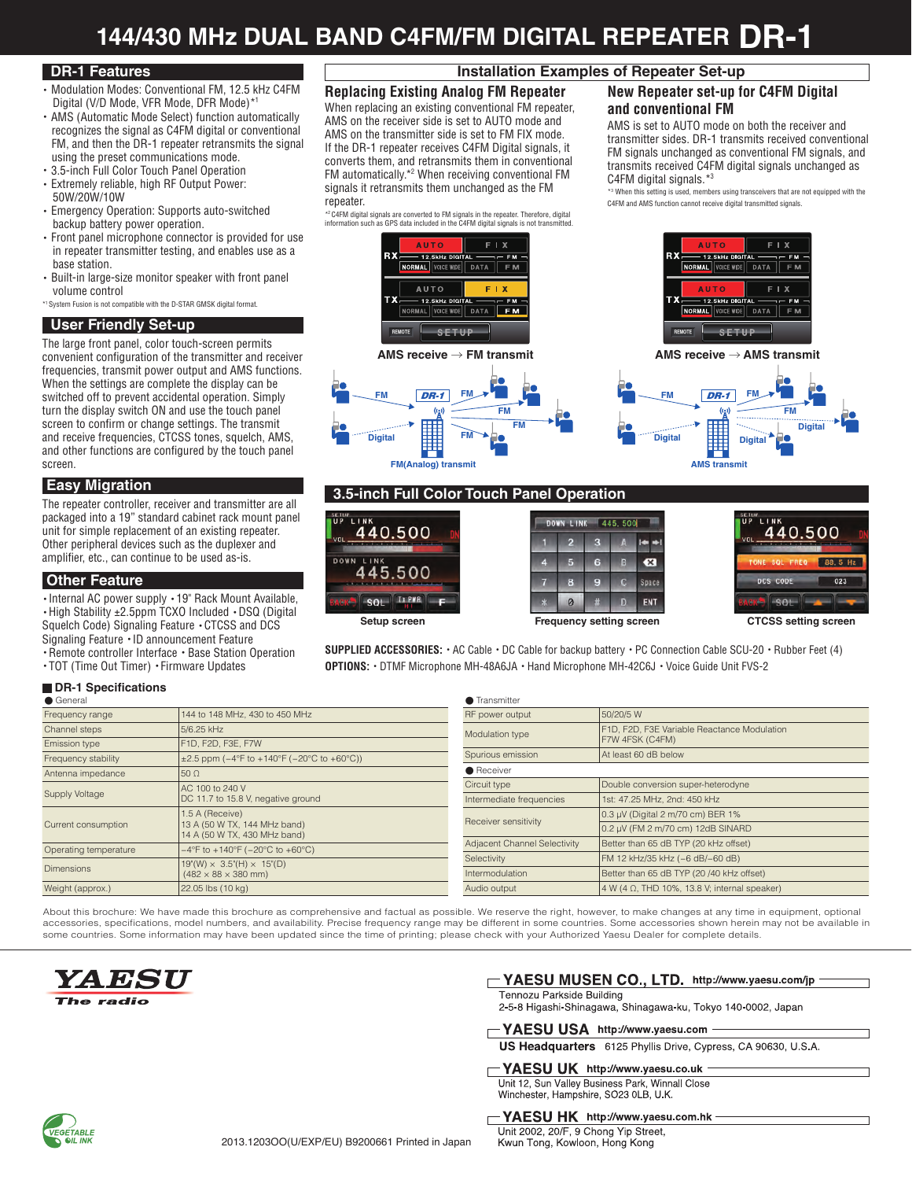# 144/430 MHz DUAL BAND C4FM/FM DIGITAL REPEATER DR-1

## DR-1 Features

- Modulation Modes: Conventional FM, 12.5 kHz C4FM Digital (V/D Mode, VFR Mode, DFR Mode)*1
- AMS (Automatic Mode Select) function automatically recognizes the signal as C4FM digital or conventional FM, and then the DR-1 repeater retransmits the signal using the preset communications mode.
- 3.5-inch Full Color Touch Panel Operation
- Extremely reliable, high RF Output Power: 50W/20W/10W
- Emergency Operation: Supports auto-switched backup battery power operation.
- Front panel microphone connector is provided for use in repeater transmitter testing, and enables use as a base station.
- Built-in large-size monitor speaker with front panel volume control

*1 System Fusion is not compatible with the D-STAR GMSK digital format.

## User Friendly Set-up

The large front panel, color touch-screen permits convenient configuration of the transmitter and receiver frequencies, transmit power output and AMS functions. When the settings are complete the display can be switched off to prevent accidental operation. Simply turn the display switch ON and use the touch panel screen to confirm or change settings. The transmit and receive frequencies, CTCSS tones, squelch, AMS, and other functions are configured by the touch panel screen.

## Easy Migration

The repeater controller, receiver and transmitter are all packaged into a 19" standard cabinet rack mount panel unit for simple replacement of an existing repeater. Other peripheral devices such as the duplexer and amplifier, etc., can continue to be used as-is.

## Other Feature

- Internal AC power supply
- 19" Rack Mount Available,
- High Stability ±2.5ppm TCXO Included
- DSQ (Digital Squelch Code) Signaling Feature
- CTCSS and DCS Signaling Feature
- ID announcement Feature
- Remote controller Interface
- Base Station Operation
- TOT (Time Out Timer)
- Firmware Updates

## Installation Examples of Repeater Set-up

### Replacing Existing Analog FM Repeater

When replacing an existing conventional FM repeater, AMS on the receiver side is set to AUTO mode and AMS on the transmitter side is set to FM FIX mode. If the DR-1 repeater receives C4FM Digital signals, it converts them, and retransmits them in conventional FM automatically.*2 When receiving conventional FM signals it retransmits them unchanged as the FM repeater.

*2 C4FM digital signals are converted to FM signals in the repeater. Therefore, digital information such as GPS data included in the C4FM digital signals is not transmitted.

AMS receive → FM transmit

FM(Analog) transmit

### New Repeater set-up for C4FM Digital and conventional FM

AMS is set to AUTO mode on both the receiver and transmitter sides. DR-1 transmits received conventional FM signals unchanged as conventional FM signals, and transmits received C4FM digital signals unchanged as C4FM digital signals.*3

*3 When this setting is used, members using transceivers that are not equipped with the C4FM and AMS function cannot receive digital transmitted signals.

AMS receive → AMS transmit

AMS transmit

## 3.5-inch Full Color Touch Panel Operation

Setup screen

Frequency setting screen

CTCSS setting screen

**SUPPLIED ACCESSORIES:** • AC Cable • DC Cable for backup battery • PC Connection Cable SCU-20 • Rubber Feet (4)

**OPTIONS:** • DTMF Microphone MH-48A6JA • Hand Microphone MH-42C6J • Voice Guide Unit FVS-2

## DR-1 Specifications

● General

| | |
|---|---|
| Frequency range | 144 to 148 MHz, 430 to 450 MHz |
| Channel steps | 5/6.25 kHz |
| Emission type | F1D, F2D, F3E, F7W |
| Frequency stability | ±2.5 ppm (–4°F to +140°F (–20°C to +60°C)) |
| Antenna impedance | 50 Ω |
| Supply Voltage | AC 100 to 240 V<br>DC 11.7 to 15.8 V, negative ground |
| Current consumption | 1.5 A (Receive)<br>13 A (50 W TX, 144 MHz band)<br>14 A (50 W TX, 430 MHz band) |
| Operating temperature | –4°F to +140°F (–20°C to +60°C) |
| Dimensions | 19"(W) × 3.5"(H) × 15"(D)<br>(482 × 88 × 380 mm) |
| Weight (approx.) | 22.05 lbs (10 kg) |

● Transmitter

| | |
|---|---|
| RF power output | 50/20/5 W |
| Modulation type | F1D, F2D, F3E Variable Reactance Modulation<br>F7W 4FSK (C4FM) |
| Spurious emission | At least 60 dB below |

● Receiver

| | |
|---|---|
| Circuit type | Double conversion super-heterodyne |
| Intermediate frequencies | 1st: 47.25 MHz, 2nd: 450 kHz |
| Receiver sensitivity | 0.3 μV (Digital 2 m/70 cm) BER 1%<br>0.2 μV (FM 2 m/70 cm) 12dB SINARD |
| Adjacent Channel Selectivity | Better than 65 dB TYP (20 kHz offset) |
| Selectivity | FM 12 kHz/35 kHz (–6 dB/–60 dB) |
| Intermodulation | Better than 65 dB TYP (20 /40 kHz offset) |
| Audio output | 4 W (4 Ω, THD 10%, 13.8 V; internal speaker) |

About this brochure: We have made this brochure as comprehensive and factual as possible. We reserve the right, however, to make changes at any time in equipment, optional accessories, specifications, model numbers, and availability. Precise frequency range may be different in some countries. Some accessories shown herein may not be available in some countries. Some information may have been updated since the time of printing; please check with your Authorized Yaesu Dealer for complete details.

YAESU
The radio

**YAESU MUSEN CO., LTD.** http://www.yaesu.com/jp
Tennozu Parkside Building
2-5-8 Higashi-Shinagawa, Shinagawa-ku, Tokyo 140-0002, Japan

**YAESU USA** http://www.yaesu.com
**US Headquarters** 6125 Phyllis Drive, Cypress, CA 90630, U.S.A.

**YAESU UK** http://www.yaesu.co.uk
Unit 12, Sun Valley Business Park, Winnall Close
Winchester, Hampshire, SO23 0LB, U.K.

**YAESU HK** http://www.yaesu.com.hk
Unit 2002, 20/F, 9 Chong Yip Street,
Kwun Tong, Kowloon, Hong Kong

VEGETABLE OIL INK

2013.1203OO(U/EXP/EU) B9200661 Printed in Japan